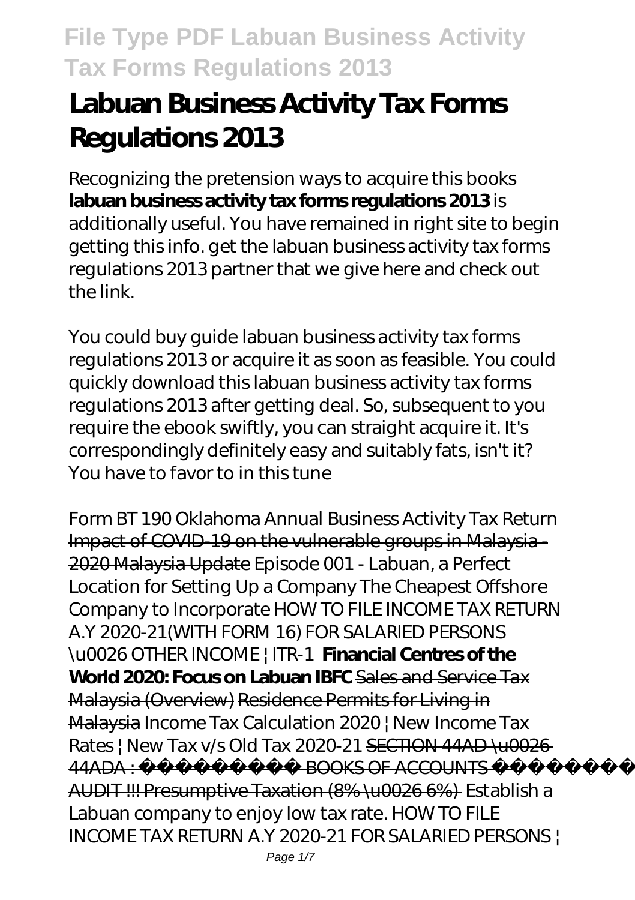# Labuan Business Activity Tax Forms Regulations 2013

Recognizing the pretension ways to acquire this books **labuan business activity tax forms regulations 2013** is additionally useful. You have remained in right site to begin getting this info. get the labuan business activity tax forms regulations 2013 partner that we give here and check out the link.

You could buy guide labuan business activity tax forms regulations 2013 or acquire it as soon as feasible. You could quickly download this labuan business activity tax forms regulations 2013 after getting deal. So, subsequent to you require the ebook swiftly, you can straight acquire it. It's correspondingly definitely easy and suitably fats, isn't it? You have to favor to in this tune

*Form BT 190 Oklahoma Annual Business Activity Tax Return* Impact of COVID-19 on the vulnerable groups in Malaysia - 2020 Malaysia Update *Episode 001 - Labuan, a Perfect Location for Setting Up a Company* *The Cheapest Offshore Company to Incorporate* *HOW TO FILE INCOME TAX RETURN A.Y 2020-21(WITH FORM 16) FOR SALARIED PERSONS \u0026 OTHER INCOME | ITR-1* **Financial Centres of the World 2020: Focus on Labuan IBFC** Sales and Service Tax Malaysia (Overview) Residence Permits for Living in Malaysia *Income Tax Calculation 2020 | New Income Tax Rates | New Tax v/s Old Tax 2020-21* SECTION 44AD \u0026 44ADA : BOOKS OF ACCOUNTS AUDIT !!! Presumptive Taxation (8% \u0026 6%) *Establish a Labuan company to enjoy low tax rate.* *HOW TO FILE INCOME TAX RETURN A.Y 2020-21 FOR SALARIED PERSONS |*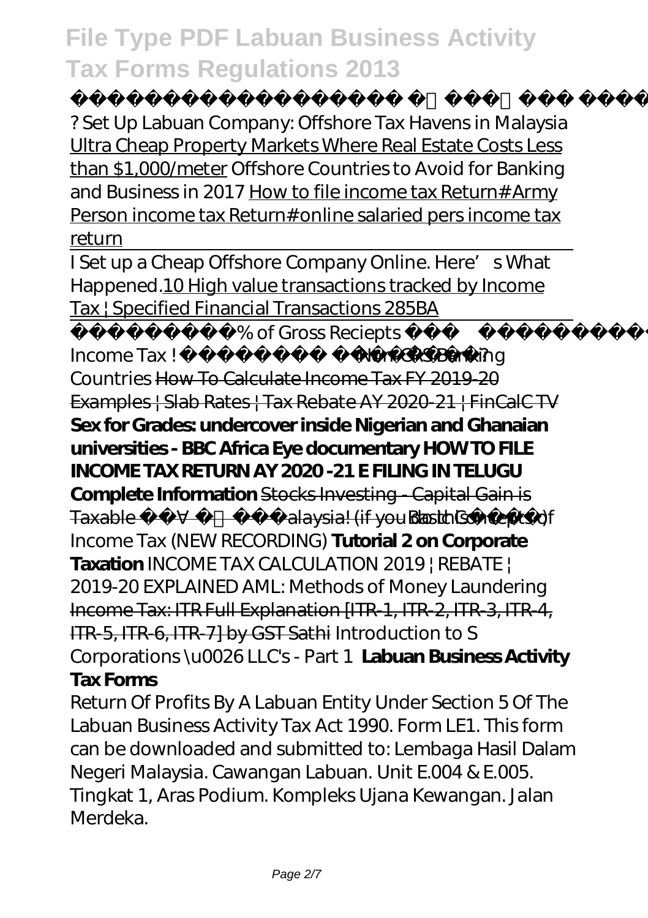? Set Up Labuan Company: Offshore Tax Havens in Malaysia Ultra Cheap Property Markets Where Real Estate Costs Less than $1,000/meter Offshore Countries to Avoid for Banking and Business in 2017 How to file income tax Return# Army Person income tax Return# online salaried pers income tax return

I Set up a Cheap Offshore Company Online. Here's What Happened. 10 High value transactions tracked by Income Tax | Specified Financial Transactions 285BA

% of Gross Reciepts Income Tax ! Non-CRS Banking Countries How To Calculate Income Tax FY 2019-20 Examples | Slab Rates | Tax Rebate AY 2020-21 | FinCalC TV **Sex for Grades: undercover inside Nigerian and Ghanaian universities - BBC Africa Eye documentary HOW TO FILE INCOME TAX RETURN AY 2020 -21 E FILING IN TELUGU Complete Information** Stocks Investing - Capital Gain is Taxable Malaysia! (if you do this) Basic Concepts of Income Tax (NEW RECORDING) **Tutorial 2 on Corporate Taxation** INCOME TAX CALCULATION 2019 | REBATE | 2019-20 EXPLAINED AML: Methods of Money Laundering Income Tax: ITR Full Explanation [ITR-1, ITR-2, ITR-3, ITR-4, ITR-5, ITR-6, ITR-7] by GST Sathi Introduction to S Corporations \u0026 LLC's - Part 1 **Labuan Business Activity Tax Forms**

Return Of Profits By A Labuan Entity Under Section 5 Of The Labuan Business Activity Tax Act 1990. Form LE1. This form can be downloaded and submitted to: Lembaga Hasil Dalam Negeri Malaysia. Cawangan Labuan. Unit E.004 & E.005. Tingkat 1, Aras Podium. Kompleks Ujana Kewangan. Jalan Merdeka.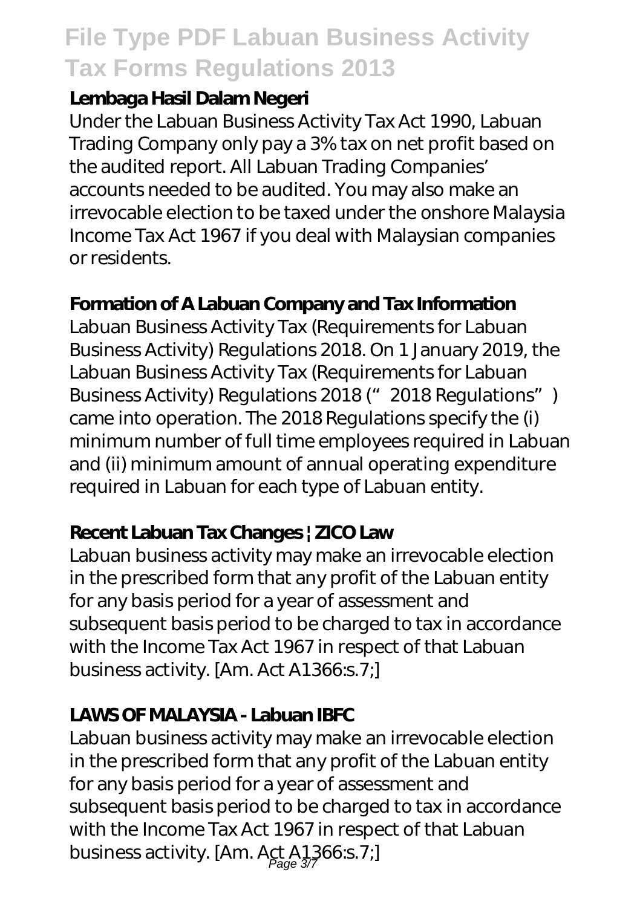### Lembaga Hasil Dalam Negeri

Under the Labuan Business Activity Tax Act 1990, Labuan Trading Company only pay a 3% tax on net profit based on the audited report. All Labuan Trading Companies' accounts needed to be audited. You may also make an irrevocable election to be taxed under the onshore Malaysia Income Tax Act 1967 if you deal with Malaysian companies or residents.

### Formation of A Labuan Company and Tax Information

Labuan Business Activity Tax (Requirements for Labuan Business Activity) Regulations 2018. On 1 January 2019, the Labuan Business Activity Tax (Requirements for Labuan Business Activity) Regulations 2018 ("2018 Regulations") came into operation. The 2018 Regulations specify the (i) minimum number of full time employees required in Labuan and (ii) minimum amount of annual operating expenditure required in Labuan for each type of Labuan entity.

### Recent Labuan Tax Changes | ZICO Law

Labuan business activity may make an irrevocable election in the prescribed form that any profit of the Labuan entity for any basis period for a year of assessment and subsequent basis period to be charged to tax in accordance with the Income Tax Act 1967 in respect of that Labuan business activity. [Am. Act A1366:s.7;]

### LAWS OF MALAYSIA - Labuan IBFC

Labuan business activity may make an irrevocable election in the prescribed form that any profit of the Labuan entity for any basis period for a year of assessment and subsequent basis period to be charged to tax in accordance with the Income Tax Act 1967 in respect of that Labuan business activity. [Am. Act A1366:s.7;]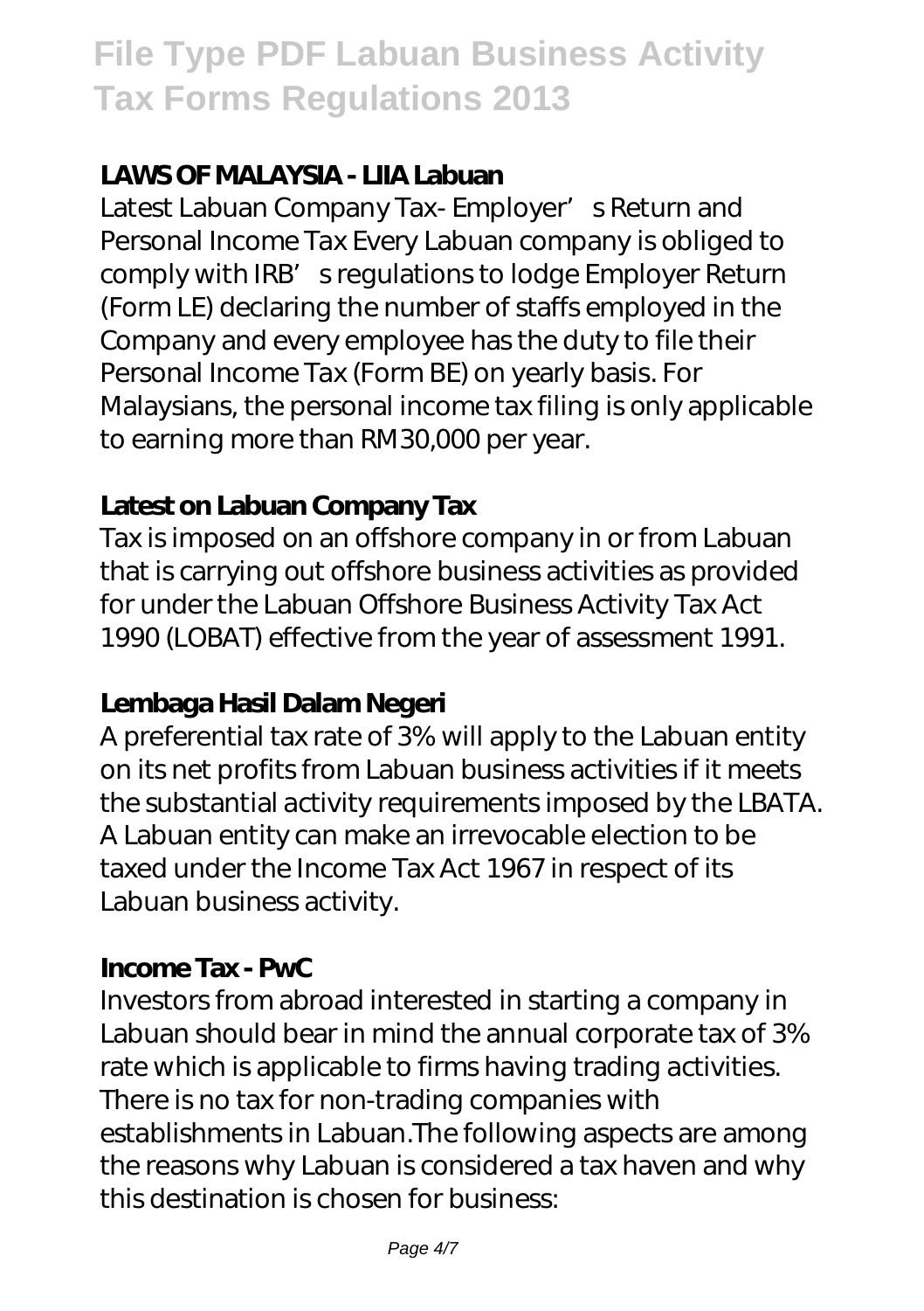### LAWS OF MALAYSIA - LIIA Labuan

Latest Labuan Company Tax- Employer' s Return and Personal Income Tax Every Labuan company is obliged to comply with IRB' s regulations to lodge Employer Return (Form LE) declaring the number of staffs employed in the Company and every employee has the duty to file their Personal Income Tax (Form BE) on yearly basis. For Malaysians, the personal income tax filing is only applicable to earning more than RM30,000 per year.

### Latest on Labuan Company Tax

Tax is imposed on an offshore company in or from Labuan that is carrying out offshore business activities as provided for under the Labuan Offshore Business Activity Tax Act 1990 (LOBAT) effective from the year of assessment 1991.

### Lembaga Hasil Dalam Negeri

A preferential tax rate of 3% will apply to the Labuan entity on its net profits from Labuan business activities if it meets the substantial activity requirements imposed by the LBATA. A Labuan entity can make an irrevocable election to be taxed under the Income Tax Act 1967 in respect of its Labuan business activity.

### Income Tax - PwC

Investors from abroad interested in starting a company in Labuan should bear in mind the annual corporate tax of 3% rate which is applicable to firms having trading activities. There is no tax for non-trading companies with establishments in Labuan.The following aspects are among the reasons why Labuan is considered a tax haven and why this destination is chosen for business: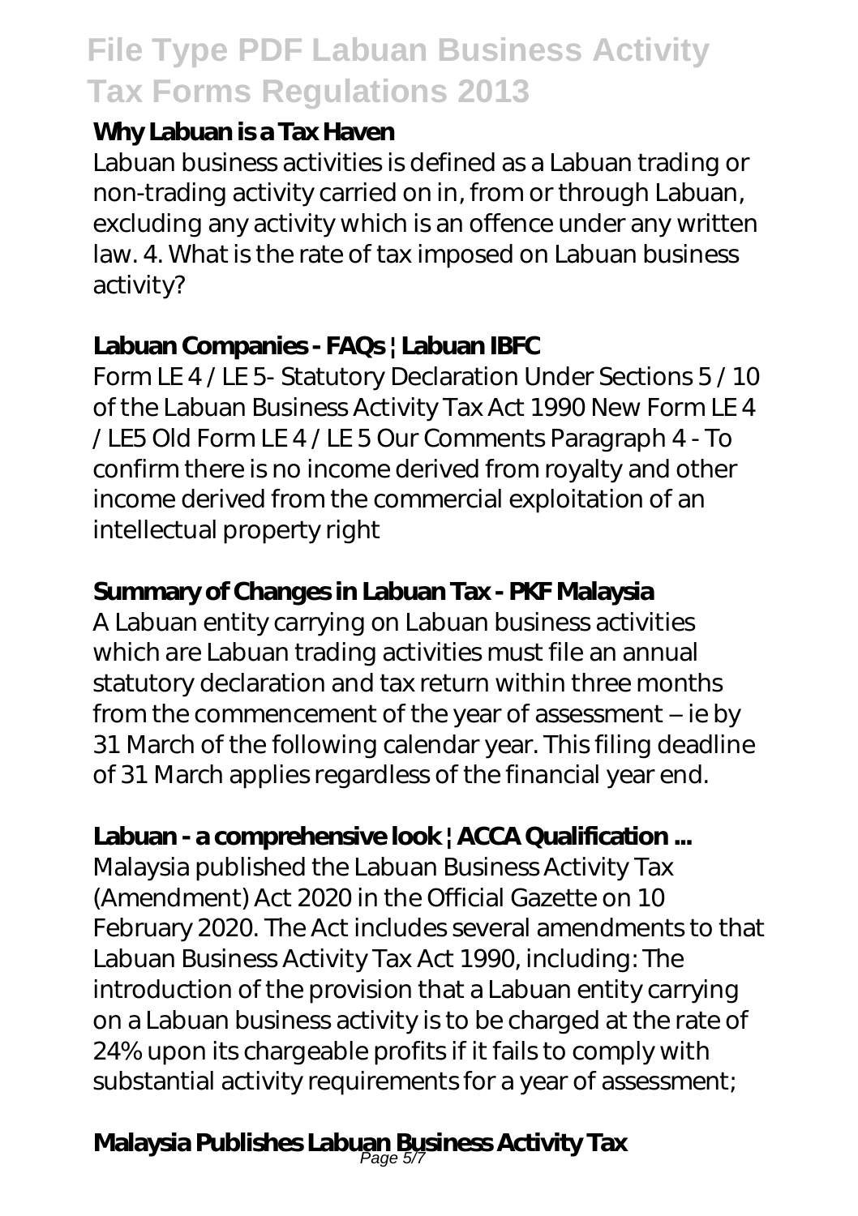### Why Labuan is a Tax Haven

Labuan business activities is defined as a Labuan trading or non-trading activity carried on in, from or through Labuan, excluding any activity which is an offence under any written law. 4. What is the rate of tax imposed on Labuan business activity?

### Labuan Companies - FAQs | Labuan IBFC

Form LE 4 / LE 5- Statutory Declaration Under Sections 5 / 10 of the Labuan Business Activity Tax Act 1990 New Form LE 4 / LE5 Old Form LE 4 / LE 5 Our Comments Paragraph 4 - To confirm there is no income derived from royalty and other income derived from the commercial exploitation of an intellectual property right

### Summary of Changes in Labuan Tax - PKF Malaysia

A Labuan entity carrying on Labuan business activities which are Labuan trading activities must file an annual statutory declaration and tax return within three months from the commencement of the year of assessment – ie by 31 March of the following calendar year. This filing deadline of 31 March applies regardless of the financial year end.

### Labuan - a comprehensive look | ACCA Qualification ...

Malaysia published the Labuan Business Activity Tax (Amendment) Act 2020 in the Official Gazette on 10 February 2020. The Act includes several amendments to that Labuan Business Activity Tax Act 1990, including: The introduction of the provision that a Labuan entity carrying on a Labuan business activity is to be charged at the rate of 24% upon its chargeable profits if it fails to comply with substantial activity requirements for a year of assessment;

### Malaysia Publishes Labuan Business Activity Tax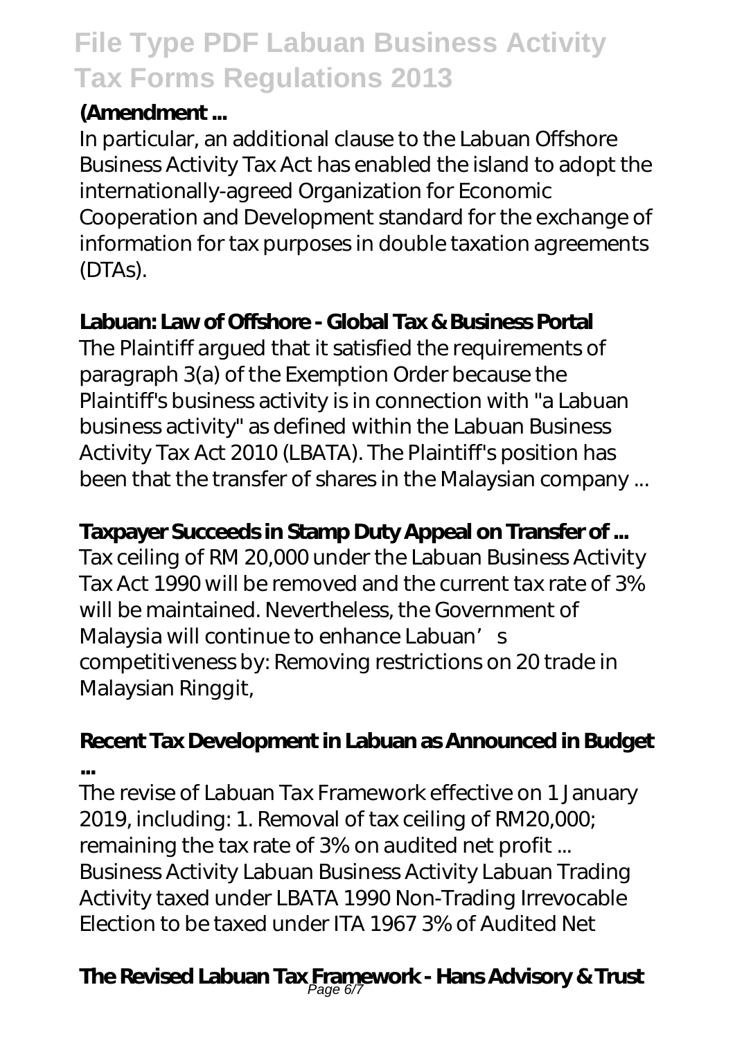**(Amendment ...**

In particular, an additional clause to the Labuan Offshore Business Activity Tax Act has enabled the island to adopt the internationally-agreed Organization for Economic Cooperation and Development standard for the exchange of information for tax purposes in double taxation agreements (DTAs).

**Labuan: Law of Offshore - Global Tax & Business Portal**

The Plaintiff argued that it satisfied the requirements of paragraph 3(a) of the Exemption Order because the Plaintiff's business activity is in connection with "a Labuan business activity" as defined within the Labuan Business Activity Tax Act 2010 (LBATA). The Plaintiff's position has been that the transfer of shares in the Malaysian company ...

**Taxpayer Succeeds in Stamp Duty Appeal on Transfer of ...**

Tax ceiling of RM 20,000 under the Labuan Business Activity Tax Act 1990 will be removed and the current tax rate of 3% will be maintained. Nevertheless, the Government of Malaysia will continue to enhance Labuan's competitiveness by: Removing restrictions on 20 trade in Malaysian Ringgit,

**Recent Tax Development in Labuan as Announced in Budget ...**

The revise of Labuan Tax Framework effective on 1 January 2019, including: 1. Removal of tax ceiling of RM20,000; remaining the tax rate of 3% on audited net profit ... Business Activity Labuan Business Activity Labuan Trading Activity taxed under LBATA 1990 Non-Trading Irrevocable Election to be taxed under ITA 1967 3% of Audited Net

**The Revised Labuan Tax Framework - Hans Advisory & Trust**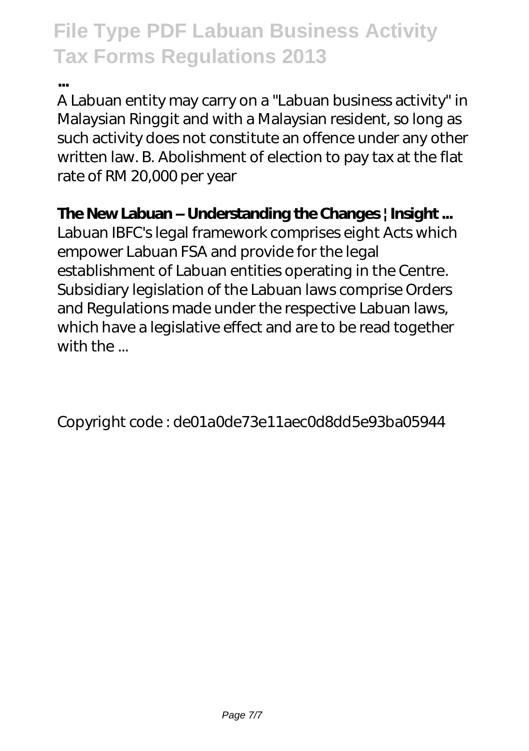**...**

A Labuan entity may carry on a "Labuan business activity" in Malaysian Ringgit and with a Malaysian resident, so long as such activity does not constitute an offence under any other written law. B. Abolishment of election to pay tax at the flat rate of RM 20,000 per year

**The New Labuan – Understanding the Changes | Insight ...**

Labuan IBFC's legal framework comprises eight Acts which empower Labuan FSA and provide for the legal establishment of Labuan entities operating in the Centre. Subsidiary legislation of the Labuan laws comprise Orders and Regulations made under the respective Labuan laws, which have a legislative effect and are to be read together with the ...

Copyright code : de01a0de73e11aec0d8dd5e93ba05944